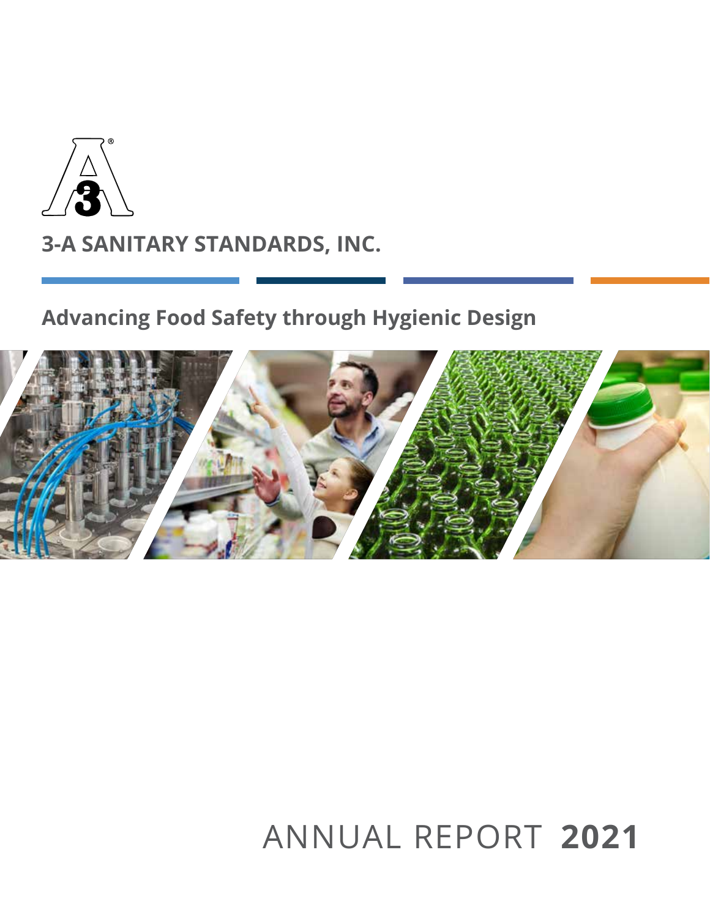# 3-A SANITARY STANDARDS, INC.

## Advancing Food Safety through Hygienic Design

# ANNUAL REPORT **2021**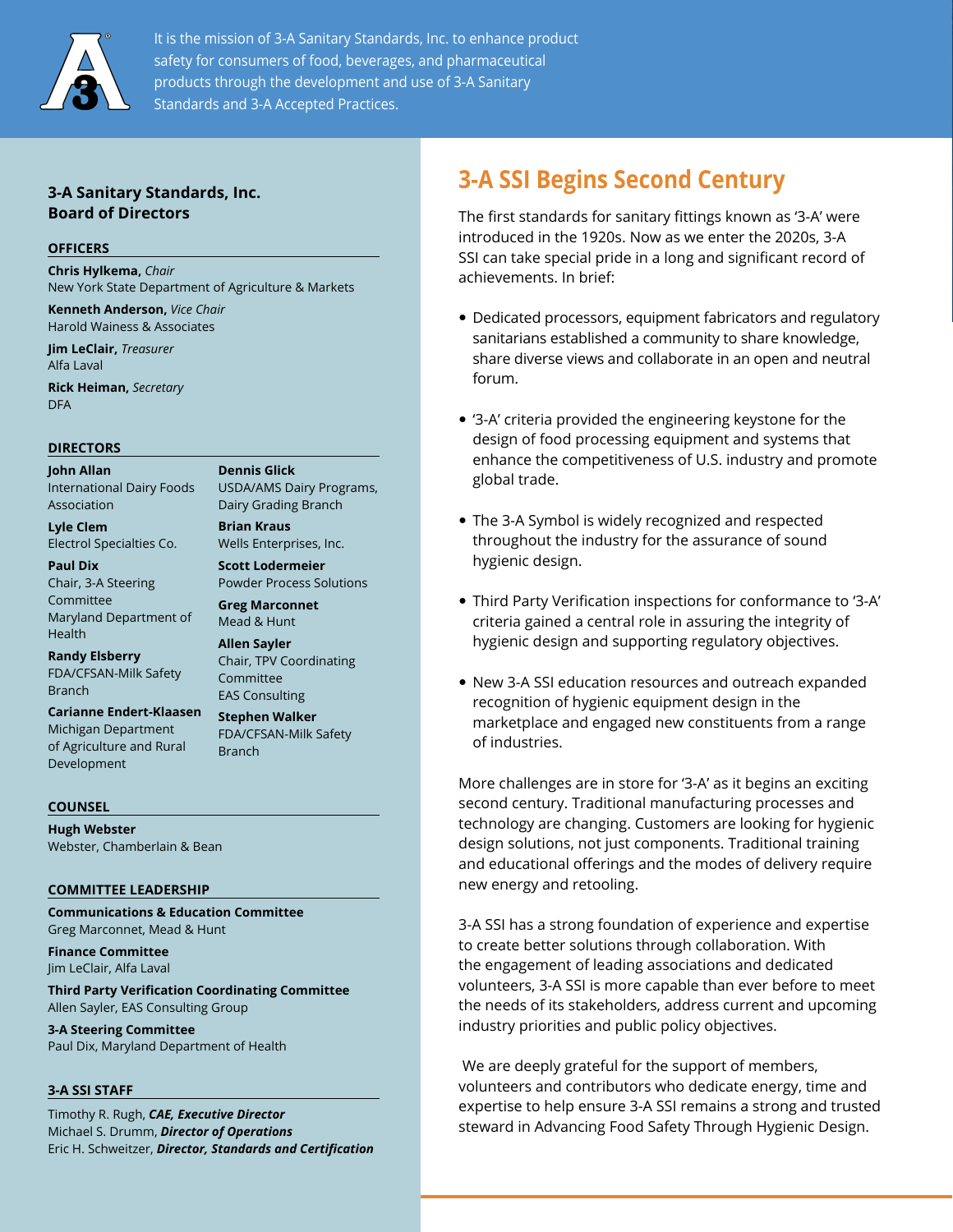It is the mission of 3-A Sanitary Standards, Inc. to enhance product safety for consumers of food, beverages, and pharmaceutical products through the development and use of 3-A Sanitary Standards and 3-A Accepted Practices.

## 3-A Sanitary Standards, Inc. Board of Directors

### OFFICERS

**Chris Hylkema,** *Chair*
New York State Department of Agriculture & Markets

**Kenneth Anderson,** *Vice Chair*
Harold Wainess & Associates

**Jim LeClair,** *Treasurer*
Alfa Laval

**Rick Heiman,** *Secretary*
DFA

### DIRECTORS

**John Allan**
International Dairy Foods Association

**Lyle Clem**
Electrol Specialties Co.

**Paul Dix**
Chair, 3-A Steering Committee
Maryland Department of Health

**Randy Elsberry**
FDA/CFSAN-Milk Safety Branch

**Carianne Endert-Klaasen**
Michigan Department of Agriculture and Rural Development

**Dennis Glick**
USDA/AMS Dairy Programs, Dairy Grading Branch

**Brian Kraus**
Wells Enterprises, Inc.

**Scott Lodermeier**
Powder Process Solutions

**Greg Marconnet**
Mead & Hunt

**Allen Sayler**
Chair, TPV Coordinating Committee
EAS Consulting

**Stephen Walker**
FDA/CFSAN-Milk Safety Branch

### COUNSEL

**Hugh Webster**
Webster, Chamberlain & Bean

### COMMITTEE LEADERSHIP

**Communications & Education Committee**
Greg Marconnet, Mead & Hunt

**Finance Committee**
Jim LeClair, Alfa Laval

**Third Party Verification Coordinating Committee**
Allen Sayler, EAS Consulting Group

**3-A Steering Committee**
Paul Dix, Maryland Department of Health

### 3-A SSI STAFF

Timothy R. Rugh, ***CAE, Executive Director***
Michael S. Drumm, ***Director of Operations***
Eric H. Schweitzer, ***Director, Standards and Certification***

## 3-A SSI Begins Second Century

The first standards for sanitary fittings known as '3-A' were introduced in the 1920s. Now as we enter the 2020s, 3-A SSI can take special pride in a long and significant record of achievements. In brief:

- Dedicated processors, equipment fabricators and regulatory sanitarians established a community to share knowledge, share diverse views and collaborate in an open and neutral forum.
- '3-A' criteria provided the engineering keystone for the design of food processing equipment and systems that enhance the competitiveness of U.S. industry and promote global trade.
- The 3-A Symbol is widely recognized and respected throughout the industry for the assurance of sound hygienic design.
- Third Party Verification inspections for conformance to '3-A' criteria gained a central role in assuring the integrity of hygienic design and supporting regulatory objectives.
- New 3-A SSI education resources and outreach expanded recognition of hygienic equipment design in the marketplace and engaged new constituents from a range of industries.

More challenges are in store for '3-A' as it begins an exciting second century. Traditional manufacturing processes and technology are changing. Customers are looking for hygienic design solutions, not just components. Traditional training and educational offerings and the modes of delivery require new energy and retooling.

3-A SSI has a strong foundation of experience and expertise to create better solutions through collaboration. With the engagement of leading associations and dedicated volunteers, 3-A SSI is more capable than ever before to meet the needs of its stakeholders, address current and upcoming industry priorities and public policy objectives.

We are deeply grateful for the support of members, volunteers and contributors who dedicate energy, time and expertise to help ensure 3-A SSI remains a strong and trusted steward in Advancing Food Safety Through Hygienic Design.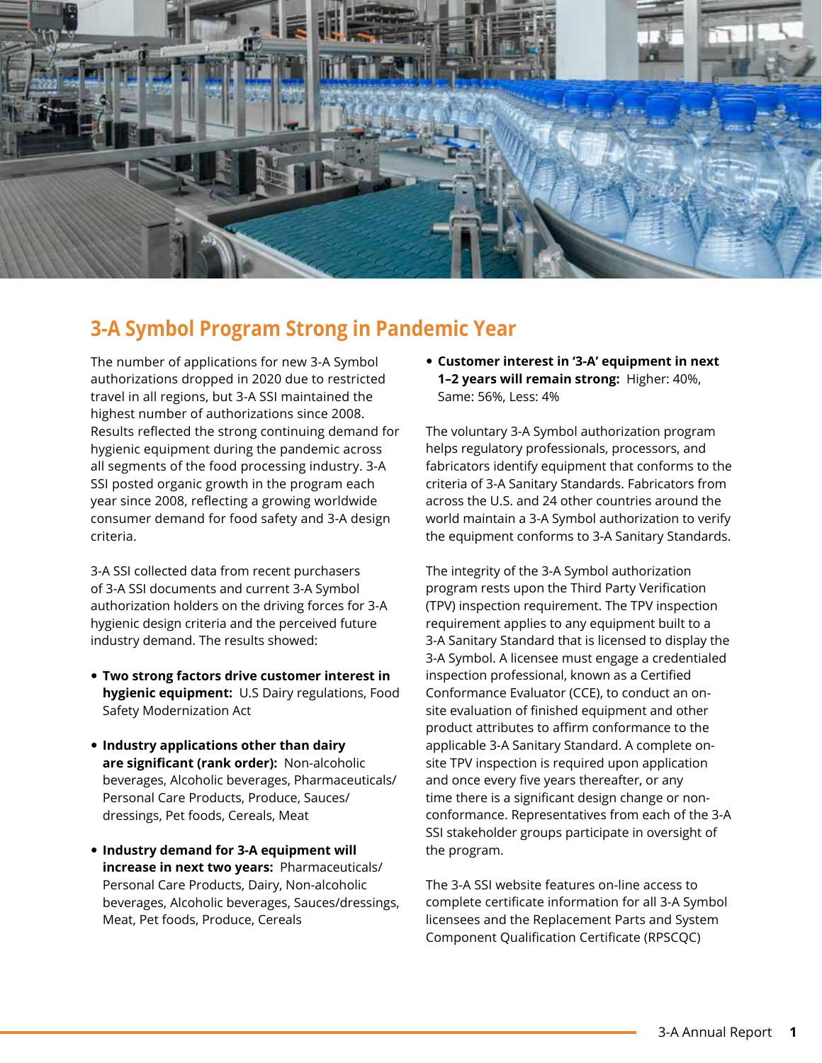## 3-A Symbol Program Strong in Pandemic Year

The number of applications for new 3-A Symbol authorizations dropped in 2020 due to restricted travel in all regions, but 3-A SSI maintained the highest number of authorizations since 2008. Results reflected the strong continuing demand for hygienic equipment during the pandemic across all segments of the food processing industry. 3-A SSI posted organic growth in the program each year since 2008, reflecting a growing worldwide consumer demand for food safety and 3-A design criteria.

3-A SSI collected data from recent purchasers of 3-A SSI documents and current 3-A Symbol authorization holders on the driving forces for 3-A hygienic design criteria and the perceived future industry demand. The results showed:

- **Two strong factors drive customer interest in hygienic equipment:** U.S Dairy regulations, Food Safety Modernization Act
- **Industry applications other than dairy are significant (rank order):** Non-alcoholic beverages, Alcoholic beverages, Pharmaceuticals/ Personal Care Products, Produce, Sauces/ dressings, Pet foods, Cereals, Meat
- **Industry demand for 3-A equipment will increase in next two years:** Pharmaceuticals/ Personal Care Products, Dairy, Non-alcoholic beverages, Alcoholic beverages, Sauces/dressings, Meat, Pet foods, Produce, Cereals
- **Customer interest in '3-A' equipment in next 1–2 years will remain strong:** Higher: 40%, Same: 56%, Less: 4%

The voluntary 3-A Symbol authorization program helps regulatory professionals, processors, and fabricators identify equipment that conforms to the criteria of 3-A Sanitary Standards. Fabricators from across the U.S. and 24 other countries around the world maintain a 3-A Symbol authorization to verify the equipment conforms to 3-A Sanitary Standards.

The integrity of the 3-A Symbol authorization program rests upon the Third Party Verification (TPV) inspection requirement. The TPV inspection requirement applies to any equipment built to a 3-A Sanitary Standard that is licensed to display the 3-A Symbol. A licensee must engage a credentialed inspection professional, known as a Certified Conformance Evaluator (CCE), to conduct an on-site evaluation of finished equipment and other product attributes to affirm conformance to the applicable 3-A Sanitary Standard. A complete on-site TPV inspection is required upon application and once every five years thereafter, or any time there is a significant design change or non-conformance. Representatives from each of the 3-A SSI stakeholder groups participate in oversight of the program.

The 3-A SSI website features on-line access to complete certificate information for all 3-A Symbol licensees and the Replacement Parts and System Component Qualification Certificate (RPSCQC)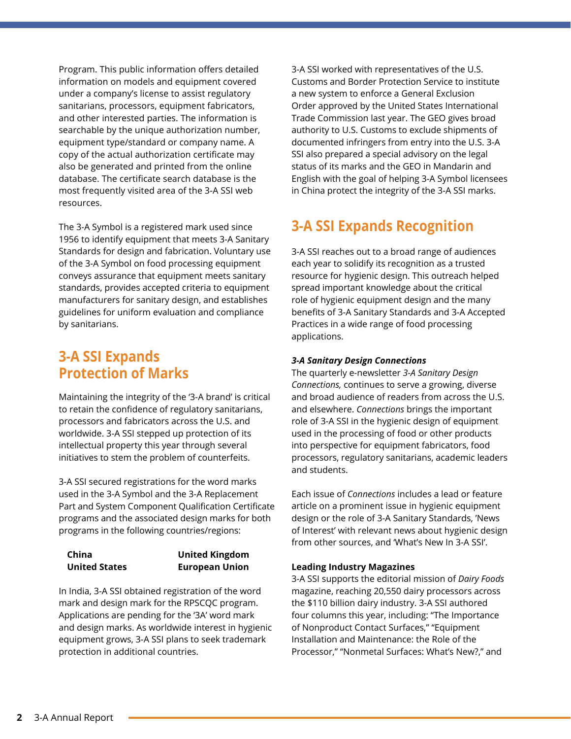Program. This public information offers detailed information on models and equipment covered under a company's license to assist regulatory sanitarians, processors, equipment fabricators, and other interested parties. The information is searchable by the unique authorization number, equipment type/standard or company name. A copy of the actual authorization certificate may also be generated and printed from the online database. The certificate search database is the most frequently visited area of the 3-A SSI web resources.

The 3-A Symbol is a registered mark used since 1956 to identify equipment that meets 3-A Sanitary Standards for design and fabrication. Voluntary use of the 3-A Symbol on food processing equipment conveys assurance that equipment meets sanitary standards, provides accepted criteria to equipment manufacturers for sanitary design, and establishes guidelines for uniform evaluation and compliance by sanitarians.

## 3-A SSI Expands Protection of Marks

Maintaining the integrity of the '3-A brand' is critical to retain the confidence of regulatory sanitarians, processors and fabricators across the U.S. and worldwide. 3-A SSI stepped up protection of its intellectual property this year through several initiatives to stem the problem of counterfeits.

3-A SSI secured registrations for the word marks used in the 3-A Symbol and the 3-A Replacement Part and System Component Qualification Certificate programs and the associated design marks for both programs in the following countries/regions:

| | |
|---|---|
| **China** | **United Kingdom** |
| **United States** | **European Union** |

In India, 3-A SSI obtained registration of the word mark and design mark for the RPSCQC program. Applications are pending for the '3A' word mark and design marks. As worldwide interest in hygienic equipment grows, 3-A SSI plans to seek trademark protection in additional countries.

3-A SSI worked with representatives of the U.S. Customs and Border Protection Service to institute a new system to enforce a General Exclusion Order approved by the United States International Trade Commission last year. The GEO gives broad authority to U.S. Customs to exclude shipments of documented infringers from entry into the U.S. 3-A SSI also prepared a special advisory on the legal status of its marks and the GEO in Mandarin and English with the goal of helping 3-A Symbol licensees in China protect the integrity of the 3-A SSI marks.

## 3-A SSI Expands Recognition

3-A SSI reaches out to a broad range of audiences each year to solidify its recognition as a trusted resource for hygienic design. This outreach helped spread important knowledge about the critical role of hygienic equipment design and the many benefits of 3-A Sanitary Standards and 3-A Accepted Practices in a wide range of food processing applications.

***3-A Sanitary Design Connections***

The quarterly e-newsletter *3-A Sanitary Design Connections,* continues to serve a growing, diverse and broad audience of readers from across the U.S. and elsewhere. *Connections* brings the important role of 3-A SSI in the hygienic design of equipment used in the processing of food or other products into perspective for equipment fabricators, food processors, regulatory sanitarians, academic leaders and students.

Each issue of *Connections* includes a lead or feature article on a prominent issue in hygienic equipment design or the role of 3-A Sanitary Standards, 'News of Interest' with relevant news about hygienic design from other sources, and 'What's New In 3-A SSI'.

**Leading Industry Magazines**

3-A SSI supports the editorial mission of *Dairy Foods* magazine, reaching 20,550 dairy processors across the $110 billion dairy industry. 3-A SSI authored four columns this year, including: "The Importance of Nonproduct Contact Surfaces," "Equipment Installation and Maintenance: the Role of the Processor," "Nonmetal Surfaces: What's New?," and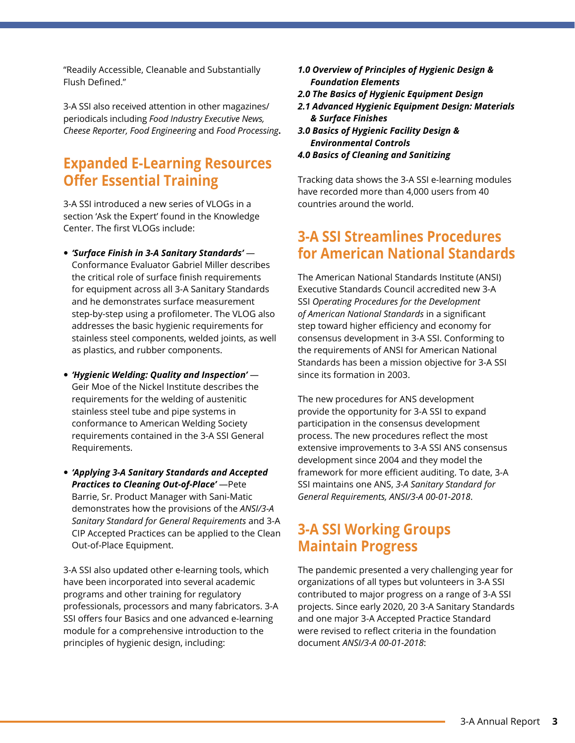"Readily Accessible, Cleanable and Substantially Flush Defined."

3-A SSI also received attention in other magazines/periodicals including *Food Industry Executive News, Cheese Reporter, Food Engineering* and *Food Processing*.

## Expanded E-Learning Resources Offer Essential Training

3-A SSI introduced a new series of VLOGs in a section 'Ask the Expert' found in the Knowledge Center. The first VLOGs include:

- ***'Surface Finish in 3-A Sanitary Standards'*** — Conformance Evaluator Gabriel Miller describes the critical role of surface finish requirements for equipment across all 3-A Sanitary Standards and he demonstrates surface measurement step-by-step using a profilometer. The VLOG also addresses the basic hygienic requirements for stainless steel components, welded joints, as well as plastics, and rubber components.

- ***'Hygienic Welding: Quality and Inspection'*** — Geir Moe of the Nickel Institute describes the requirements for the welding of austenitic stainless steel tube and pipe systems in conformance to American Welding Society requirements contained in the 3-A SSI General Requirements.

- ***'Applying 3-A Sanitary Standards and Accepted Practices to Cleaning Out-of-Place'*** —Pete Barrie, Sr. Product Manager with Sani-Matic demonstrates how the provisions of the *ANSI/3-A Sanitary Standard for General Requirements* and 3-A CIP Accepted Practices can be applied to the Clean Out-of-Place Equipment.

3-A SSI also updated other e-learning tools, which have been incorporated into several academic programs and other training for regulatory professionals, processors and many fabricators. 3-A SSI offers four Basics and one advanced e-learning module for a comprehensive introduction to the principles of hygienic design, including:

***1.0 Overview of Principles of Hygienic Design & Foundation Elements***
***2.0 The Basics of Hygienic Equipment Design***
***2.1 Advanced Hygienic Equipment Design: Materials & Surface Finishes***
***3.0 Basics of Hygienic Facility Design & Environmental Controls***
***4.0 Basics of Cleaning and Sanitizing***

Tracking data shows the 3-A SSI e-learning modules have recorded more than 4,000 users from 40 countries around the world.

## 3-A SSI Streamlines Procedures for American National Standards

The American National Standards Institute (ANSI) Executive Standards Council accredited new 3-A SSI *Operating Procedures for the Development of American National Standards* in a significant step toward higher efficiency and economy for consensus development in 3-A SSI. Conforming to the requirements of ANSI for American National Standards has been a mission objective for 3-A SSI since its formation in 2003.

The new procedures for ANS development provide the opportunity for 3-A SSI to expand participation in the consensus development process. The new procedures reflect the most extensive improvements to 3-A SSI ANS consensus development since 2004 and they model the framework for more efficient auditing. To date, 3-A SSI maintains one ANS, *3-A Sanitary Standard for General Requirements, ANSI/3-A 00-01-2018*.

## 3-A SSI Working Groups Maintain Progress

The pandemic presented a very challenging year for organizations of all types but volunteers in 3-A SSI contributed to major progress on a range of 3-A SSI projects. Since early 2020, 20 3-A Sanitary Standards and one major 3-A Accepted Practice Standard were revised to reflect criteria in the foundation document *ANSI/3-A 00-01-2018*: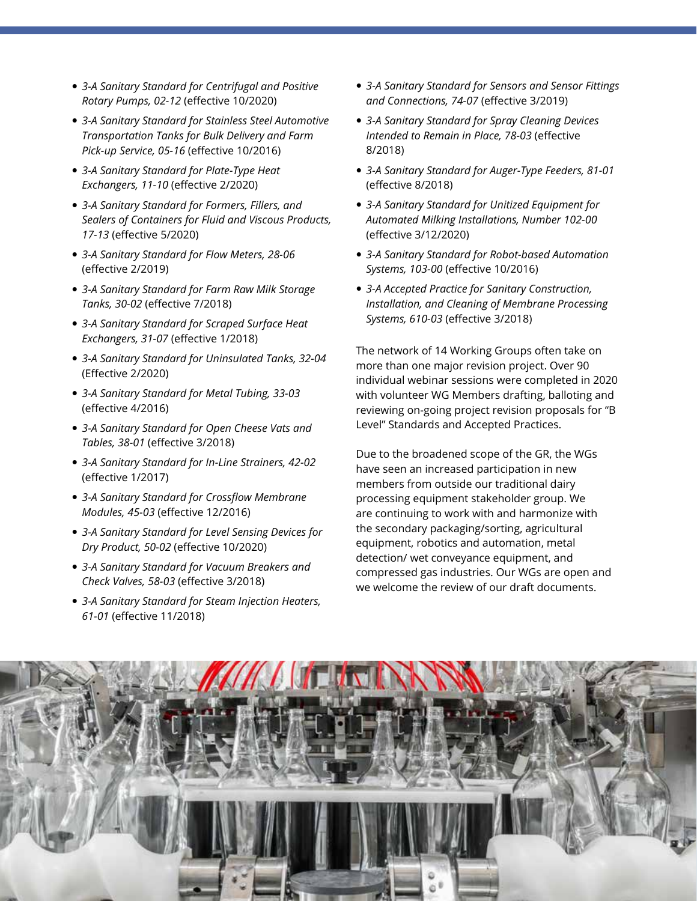- *3-A Sanitary Standard for Centrifugal and Positive Rotary Pumps, 02-12* (effective 10/2020)
- *3-A Sanitary Standard for Stainless Steel Automotive Transportation Tanks for Bulk Delivery and Farm Pick-up Service, 05-16* (effective 10/2016)
- *3-A Sanitary Standard for Plate-Type Heat Exchangers, 11-10* (effective 2/2020)
- *3-A Sanitary Standard for Formers, Fillers, and Sealers of Containers for Fluid and Viscous Products, 17-13* (effective 5/2020)
- *3-A Sanitary Standard for Flow Meters, 28-06* (effective 2/2019)
- *3-A Sanitary Standard for Farm Raw Milk Storage Tanks, 30-02* (effective 7/2018)
- *3-A Sanitary Standard for Scraped Surface Heat Exchangers, 31-07* (effective 1/2018)
- *3-A Sanitary Standard for Uninsulated Tanks, 32-04* (Effective 2/2020)
- *3-A Sanitary Standard for Metal Tubing, 33-03* (effective 4/2016)
- *3-A Sanitary Standard for Open Cheese Vats and Tables, 38-01* (effective 3/2018)
- *3-A Sanitary Standard for In-Line Strainers, 42-02* (effective 1/2017)
- *3-A Sanitary Standard for Crossflow Membrane Modules, 45-03* (effective 12/2016)
- *3-A Sanitary Standard for Level Sensing Devices for Dry Product, 50-02* (effective 10/2020)
- *3-A Sanitary Standard for Vacuum Breakers and Check Valves, 58-03* (effective 3/2018)
- *3-A Sanitary Standard for Steam Injection Heaters, 61-01* (effective 11/2018)
- *3-A Sanitary Standard for Sensors and Sensor Fittings and Connections, 74-07* (effective 3/2019)
- *3-A Sanitary Standard for Spray Cleaning Devices Intended to Remain in Place, 78-03* (effective 8/2018)
- *3-A Sanitary Standard for Auger-Type Feeders, 81-01* (effective 8/2018)
- *3-A Sanitary Standard for Unitized Equipment for Automated Milking Installations, Number 102-00* (effective 3/12/2020)
- *3-A Sanitary Standard for Robot-based Automation Systems, 103-00* (effective 10/2016)
- *3-A Accepted Practice for Sanitary Construction, Installation, and Cleaning of Membrane Processing Systems, 610-03* (effective 3/2018)

The network of 14 Working Groups often take on more than one major revision project. Over 90 individual webinar sessions were completed in 2020 with volunteer WG Members drafting, balloting and reviewing on-going project revision proposals for "B Level" Standards and Accepted Practices.

Due to the broadened scope of the GR, the WGs have seen an increased participation in new members from outside our traditional dairy processing equipment stakeholder group. We are continuing to work with and harmonize with the secondary packaging/sorting, agricultural equipment, robotics and automation, metal detection/ wet conveyance equipment, and compressed gas industries. Our WGs are open and we welcome the review of our draft documents.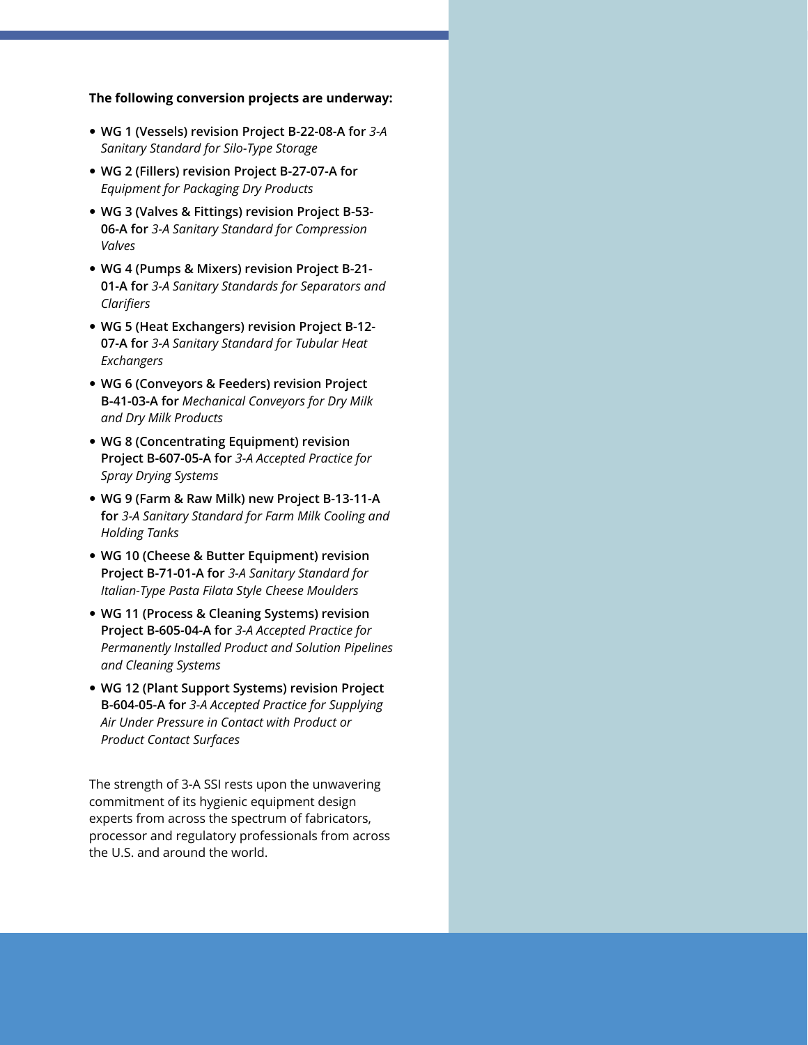**The following conversion projects are underway:**

- **WG 1 (Vessels) revision Project B-22-08-A for** *3-A Sanitary Standard for Silo-Type Storage*
- **WG 2 (Fillers) revision Project B-27-07-A for** *Equipment for Packaging Dry Products*
- **WG 3 (Valves & Fittings) revision Project B-53-06-A for** *3-A Sanitary Standard for Compression Valves*
- **WG 4 (Pumps & Mixers) revision Project B-21-01-A for** *3-A Sanitary Standards for Separators and Clarifiers*
- **WG 5 (Heat Exchangers) revision Project B-12-07-A for** *3-A Sanitary Standard for Tubular Heat Exchangers*
- **WG 6 (Conveyors & Feeders) revision Project B-41-03-A for** *Mechanical Conveyors for Dry Milk and Dry Milk Products*
- **WG 8 (Concentrating Equipment) revision Project B-607-05-A for** *3-A Accepted Practice for Spray Drying Systems*
- **WG 9 (Farm & Raw Milk) new Project B-13-11-A for** *3-A Sanitary Standard for Farm Milk Cooling and Holding Tanks*
- **WG 10 (Cheese & Butter Equipment) revision Project B-71-01-A for** *3-A Sanitary Standard for Italian-Type Pasta Filata Style Cheese Moulders*
- **WG 11 (Process & Cleaning Systems) revision Project B-605-04-A for** *3-A Accepted Practice for Permanently Installed Product and Solution Pipelines and Cleaning Systems*
- **WG 12 (Plant Support Systems) revision Project B-604-05-A for** *3-A Accepted Practice for Supplying Air Under Pressure in Contact with Product or Product Contact Surfaces*

The strength of 3-A SSI rests upon the unwavering commitment of its hygienic equipment design experts from across the spectrum of fabricators, processor and regulatory professionals from across the U.S. and around the world.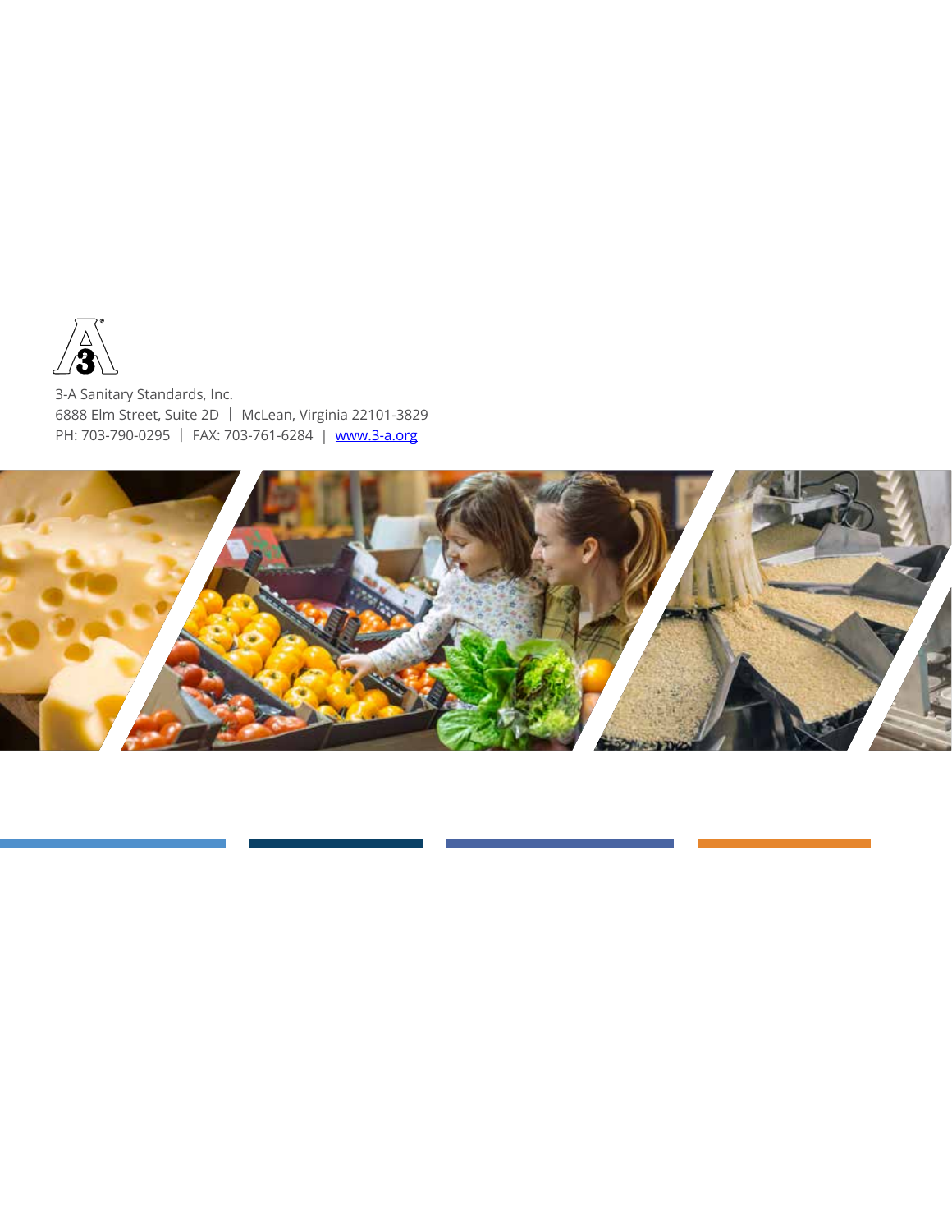3-A Sanitary Standards, Inc.
6888 Elm Street, Suite 2D | McLean, Virginia 22101-3829
PH: 703-790-0295 | FAX: 703-761-6284 | www.3-a.org